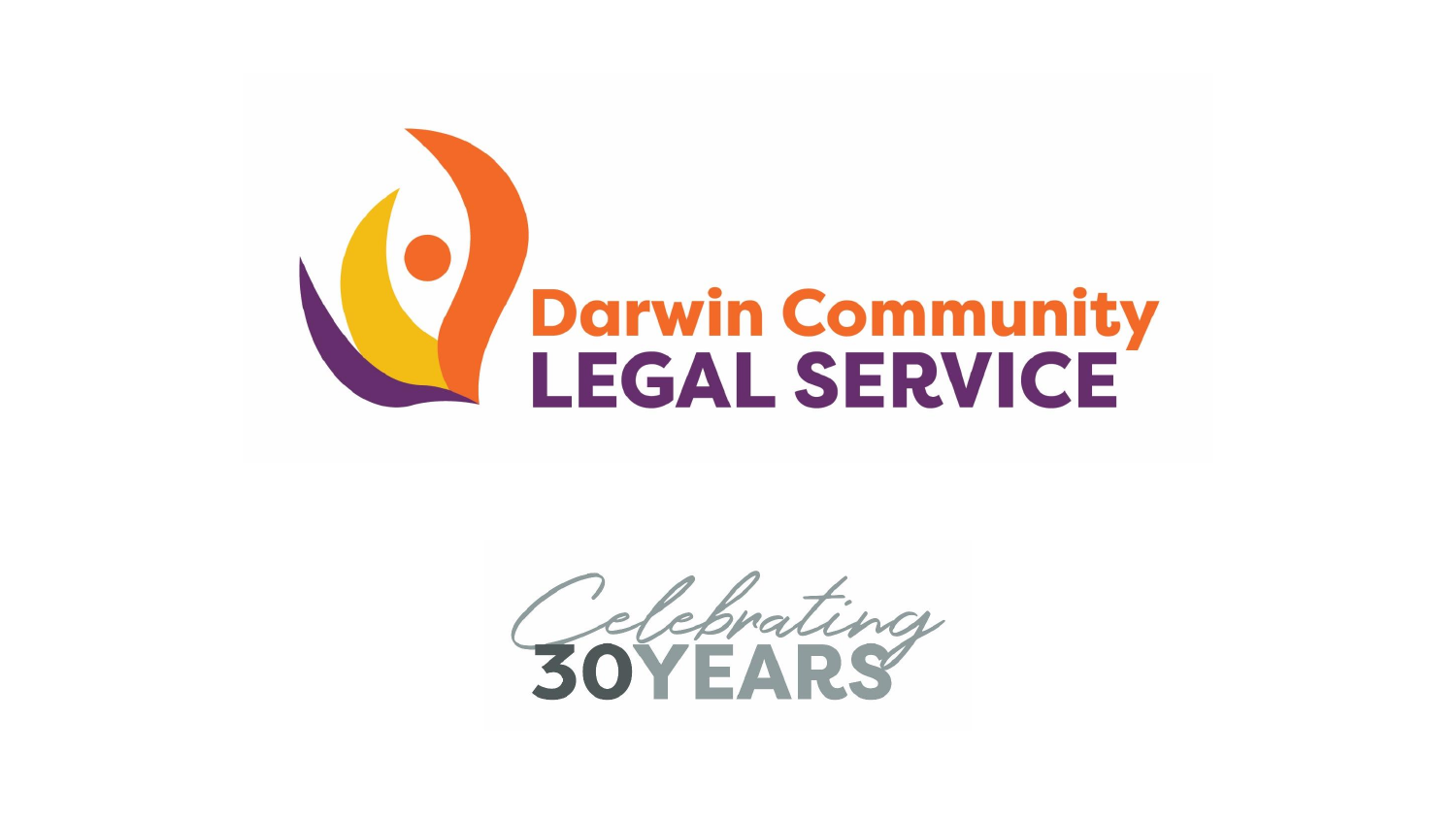# Darwin Community LEGAL SERVICE

Celebrating 30 YEARS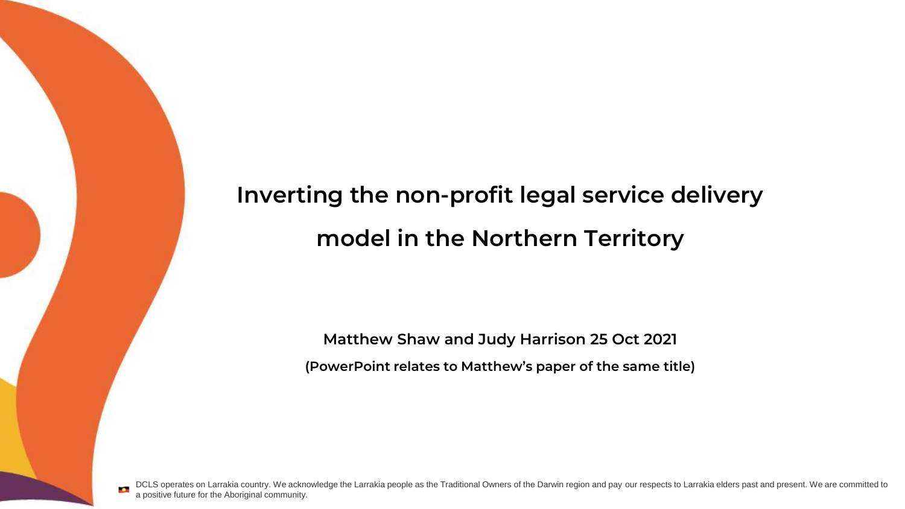# Inverting the non-profit legal service delivery model in the Northern Territory

**Matthew Shaw and Judy Harrison 25 Oct 2021**

**(PowerPoint relates to Matthew's paper of the same title)**

DCLS operates on Larrakia country. We acknowledge the Larrakia people as the Traditional Owners of the Darwin region and pay our respects to Larrakia elders past and present. We are committed to a positive future for the Aboriginal community.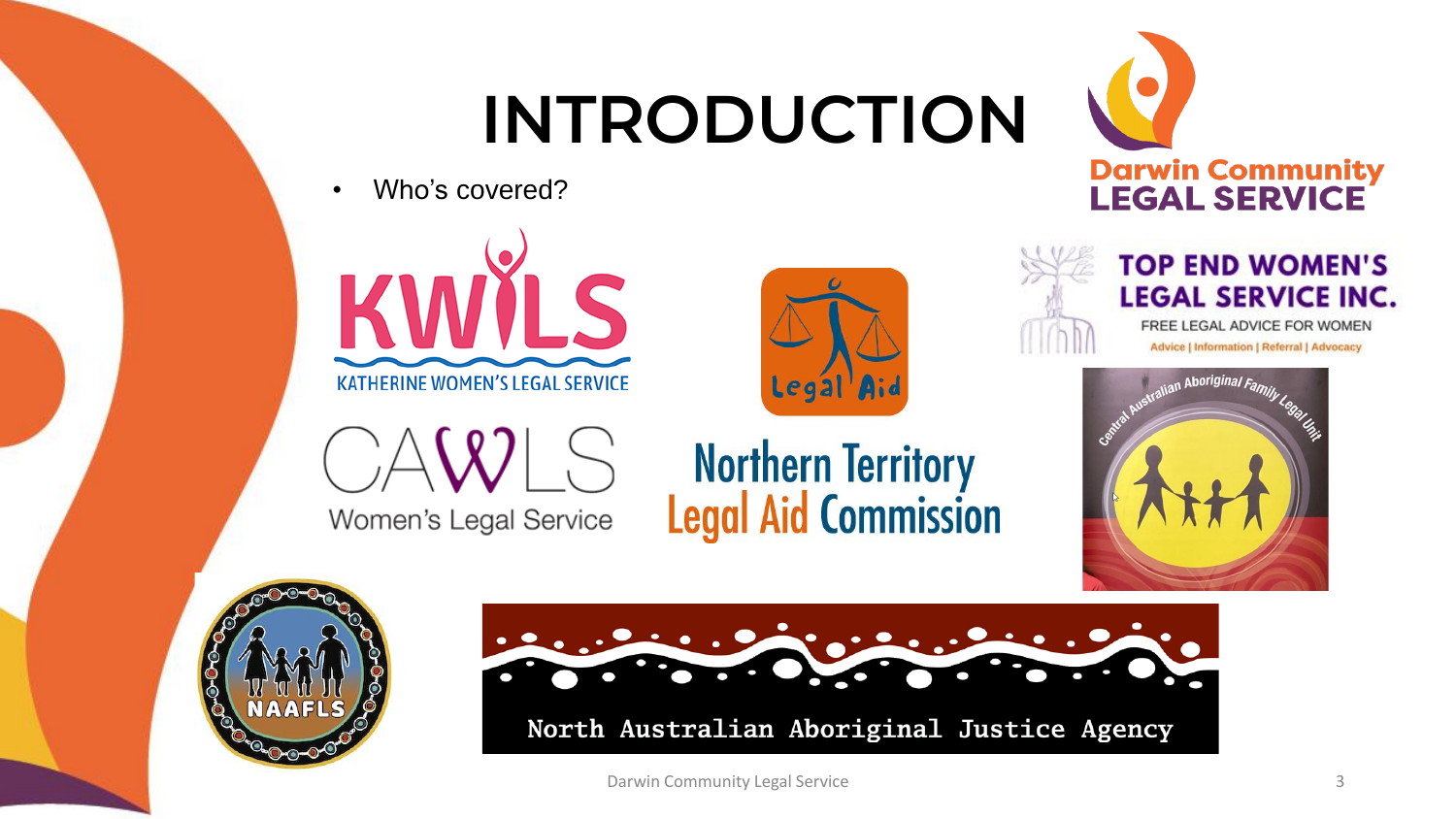# INTRODUCTION

- Who's covered?

Darwin Community LEGAL SERVICE

KWILS KATHERINE WOMEN'S LEGAL SERVICE

Legal Aid

TOP END WOMEN'S LEGAL SERVICE INC.
FREE LEGAL ADVICE FOR WOMEN
Advice | Information | Referral | Advocacy

CAWLS Women's Legal Service

Northern Territory Legal Aid Commission

Central Australian Aboriginal Family Legal Unit

NAAFLS

North Australian Aboriginal Justice Agency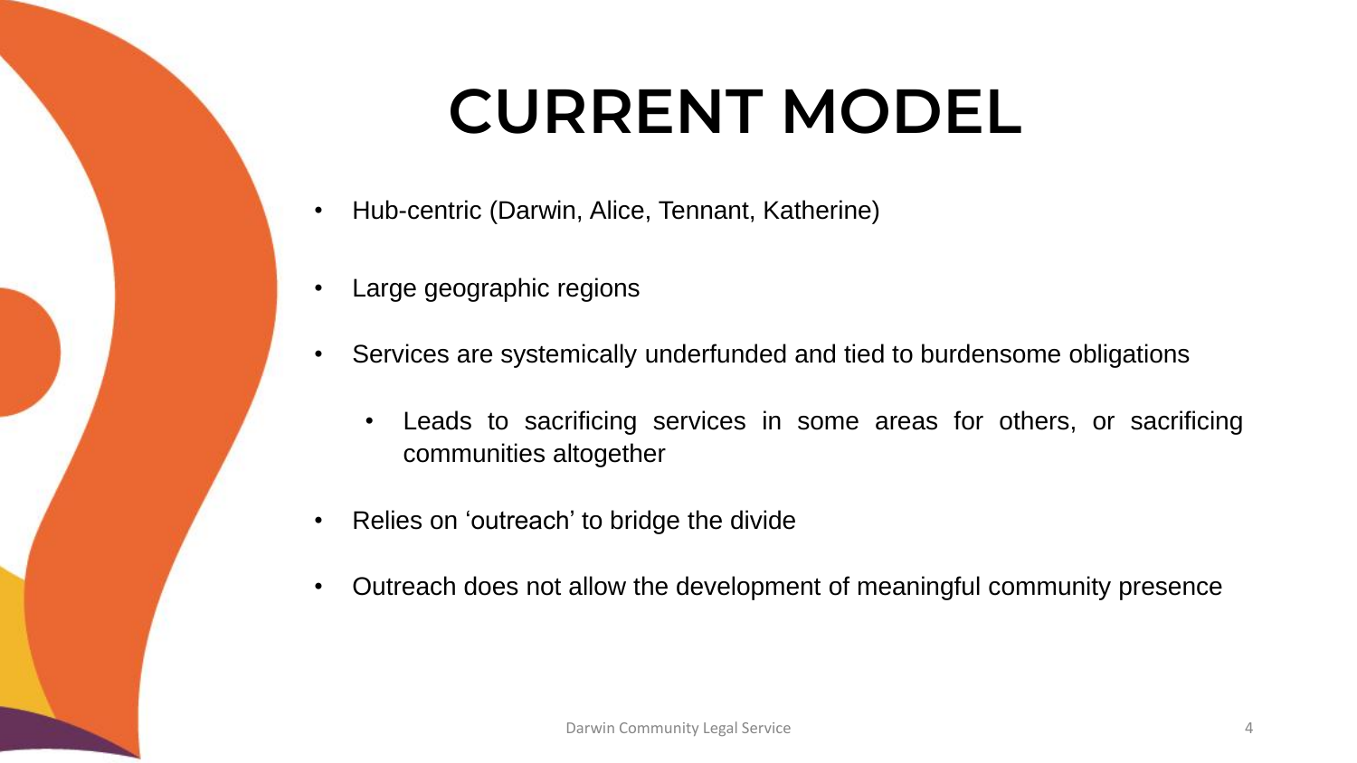# CURRENT MODEL

- Hub-centric (Darwin, Alice, Tennant, Katherine)
- Large geographic regions
- Services are systemically underfunded and tied to burdensome obligations
  - Leads to sacrificing services in some areas for others, or sacrificing communities altogether
- Relies on 'outreach' to bridge the divide
- Outreach does not allow the development of meaningful community presence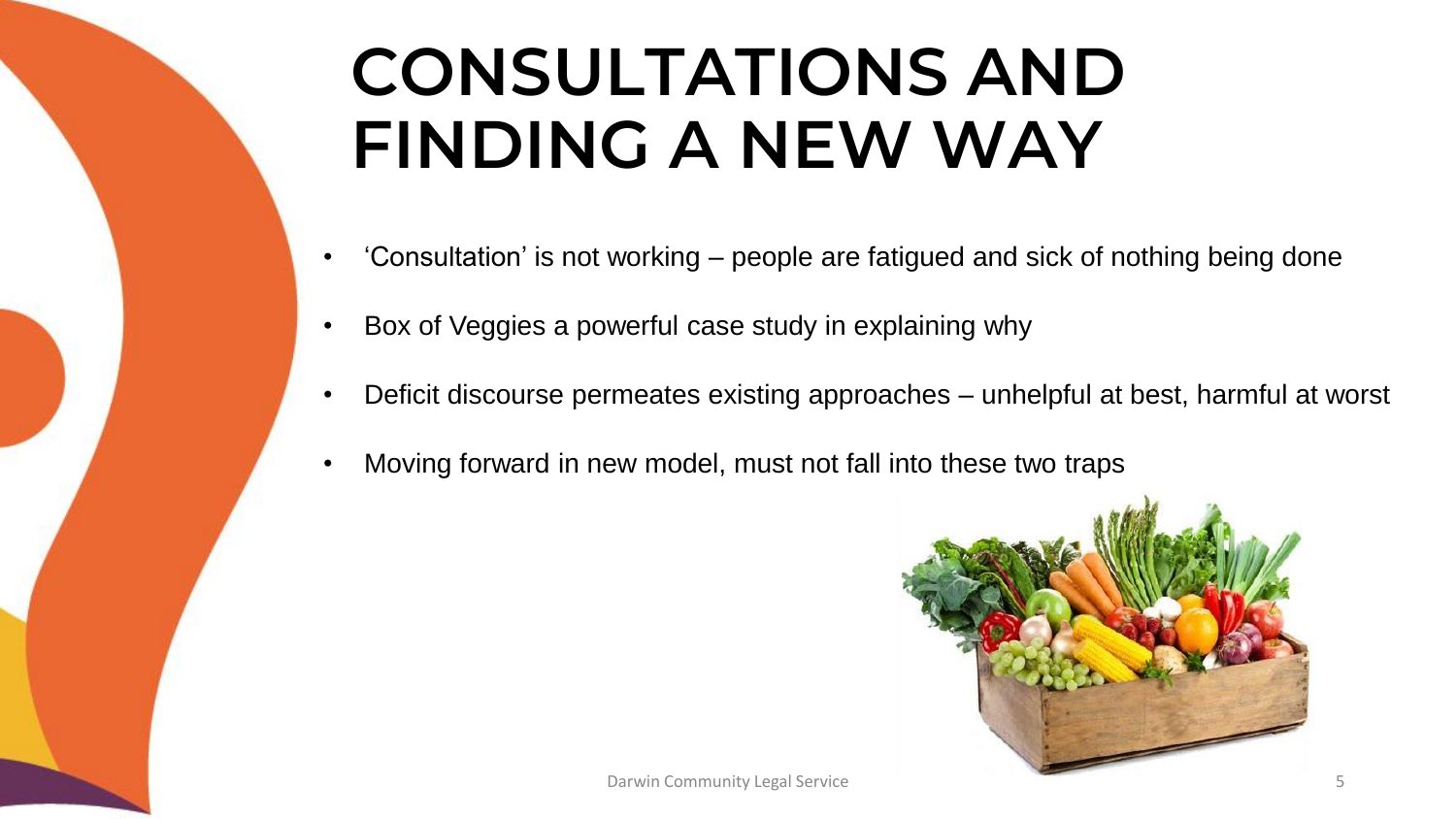# CONSULTATIONS AND FINDING A NEW WAY

- 'Consultation' is not working – people are fatigued and sick of nothing being done
- Box of Veggies a powerful case study in explaining why
- Deficit discourse permeates existing approaches – unhelpful at best, harmful at worst
- Moving forward in new model, must not fall into these two traps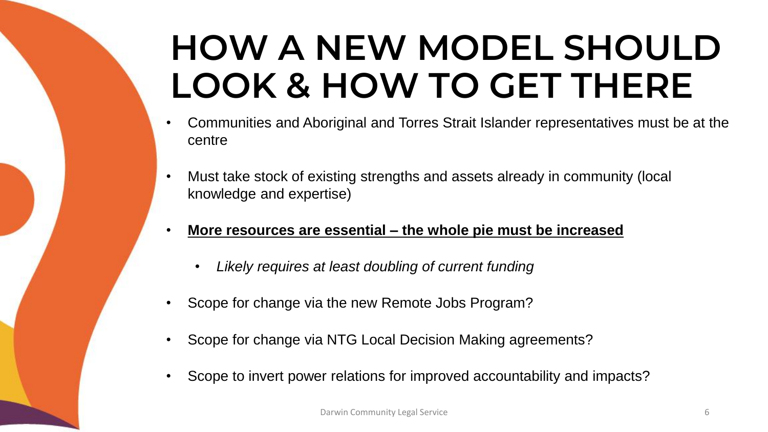# HOW A NEW MODEL SHOULD LOOK & HOW TO GET THERE

- Communities and Aboriginal and Torres Strait Islander representatives must be at the centre
- Must take stock of existing strengths and assets already in community (local knowledge and expertise)
- **<u>More resources are essential – the whole pie must be increased</u>**
  - *Likely requires at least doubling of current funding*
- Scope for change via the new Remote Jobs Program?
- Scope for change via NTG Local Decision Making agreements?
- Scope to invert power relations for improved accountability and impacts?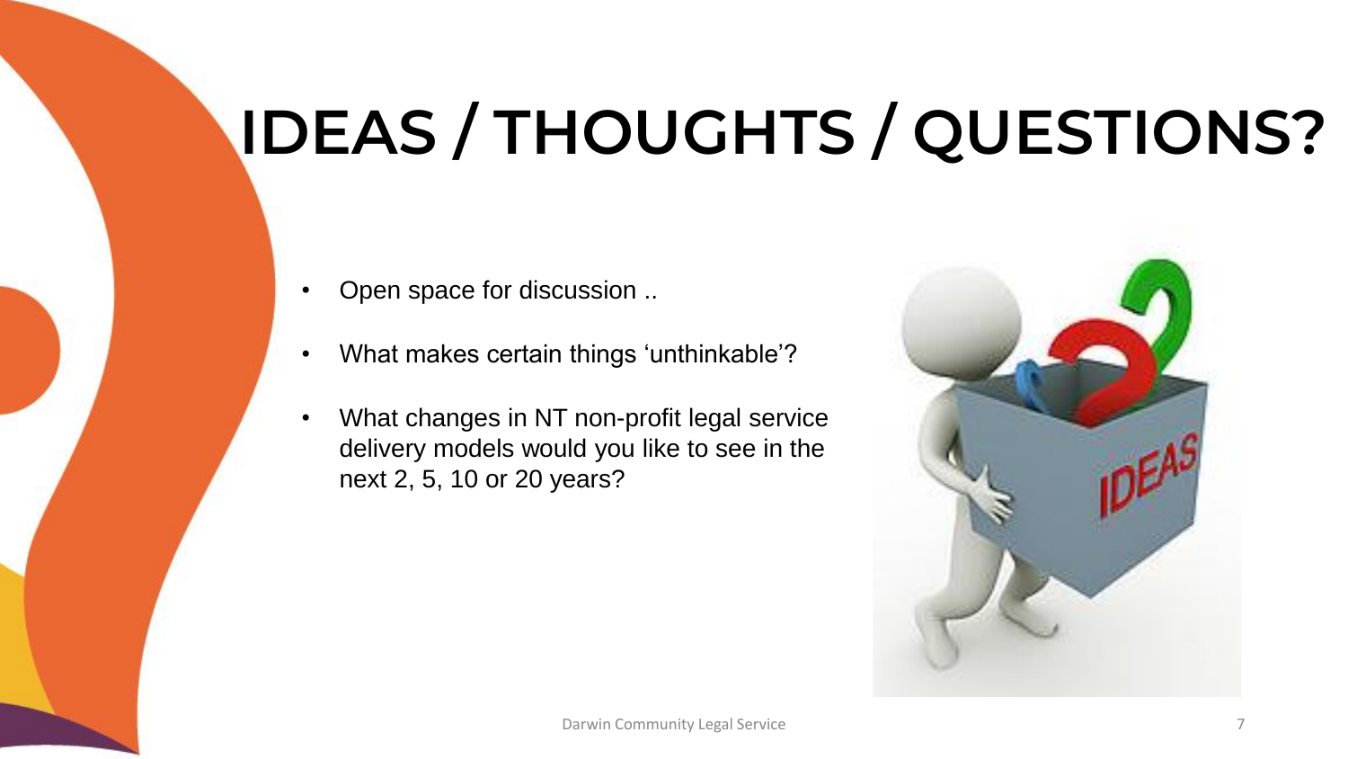# IDEAS / THOUGHTS / QUESTIONS?

- Open space for discussion ..
- What makes certain things ‘unthinkable’?
- What changes in NT non-profit legal service delivery models would you like to see in the next 2, 5, 10 or 20 years?